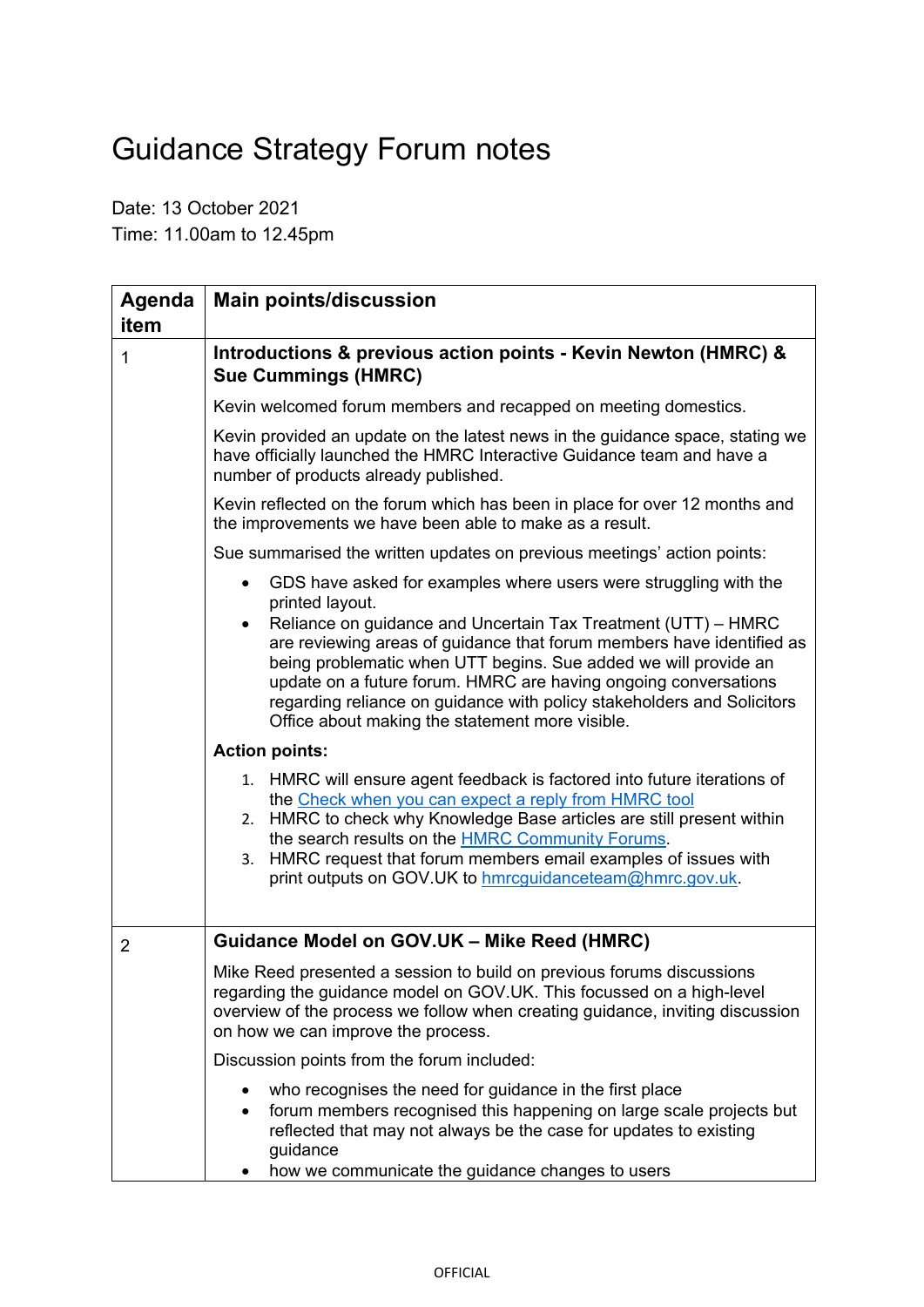# Guidance Strategy Forum notes

Date: 13 October 2021
Time: 11.00am to 12.45pm

| Agenda item | Main points/discussion |
| --- | --- |
| 1 | **Introductions & previous action points - Kevin Newton (HMRC) & Sue Cummings (HMRC)**<br><br>Kevin welcomed forum members and recapped on meeting domestics.<br><br>Kevin provided an update on the latest news in the guidance space, stating we have officially launched the HMRC Interactive Guidance team and have a number of products already published.<br><br>Kevin reflected on the forum which has been in place for over 12 months and the improvements we have been able to make as a result.<br><br>Sue summarised the written updates on previous meetings' action points:<br><br>• GDS have asked for examples where users were struggling with the printed layout.<br>• Reliance on guidance and Uncertain Tax Treatment (UTT) – HMRC are reviewing areas of guidance that forum members have identified as being problematic when UTT begins. Sue added we will provide an update on a future forum. HMRC are having ongoing conversations regarding reliance on guidance with policy stakeholders and Solicitors Office about making the statement more visible.<br><br>**Action points:**<br><br>1. HMRC will ensure agent feedback is factored into future iterations of the Check when you can expect a reply from HMRC tool<br>2. HMRC to check why Knowledge Base articles are still present within the search results on the HMRC Community Forums.<br>3. HMRC request that forum members email examples of issues with print outputs on GOV.UK to hmrcguidanceteam@hmrc.gov.uk. |
| 2 | **Guidance Model on GOV.UK – Mike Reed (HMRC)**<br><br>Mike Reed presented a session to build on previous forums discussions regarding the guidance model on GOV.UK. This focussed on a high-level overview of the process we follow when creating guidance, inviting discussion on how we can improve the process.<br><br>Discussion points from the forum included:<br><br>• who recognises the need for guidance in the first place<br>• forum members recognised this happening on large scale projects but reflected that may not always be the case for updates to existing guidance<br>• how we communicate the guidance changes to users |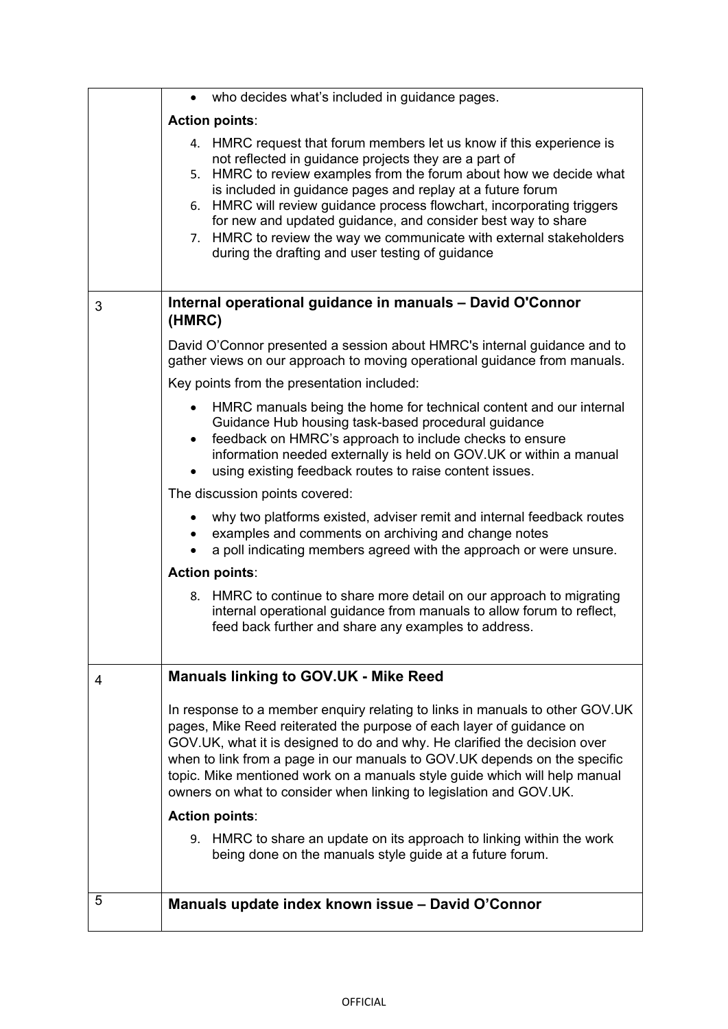| | |
|---|---|
| | • who decides what's included in guidance pages.<br><br>**Action points**:<br><br>4. HMRC request that forum members let us know if this experience is not reflected in guidance projects they are a part of<br>5. HMRC to review examples from the forum about how we decide what is included in guidance pages and replay at a future forum<br>6. HMRC will review guidance process flowchart, incorporating triggers for new and updated guidance, and consider best way to share<br>7. HMRC to review the way we communicate with external stakeholders during the drafting and user testing of guidance |
| 3 | **Internal operational guidance in manuals – David O'Connor (HMRC)**<br><br>David O'Connor presented a session about HMRC's internal guidance and to gather views on our approach to moving operational guidance from manuals.<br><br>Key points from the presentation included:<br><br>• HMRC manuals being the home for technical content and our internal Guidance Hub housing task-based procedural guidance<br>• feedback on HMRC's approach to include checks to ensure information needed externally is held on GOV.UK or within a manual<br>• using existing feedback routes to raise content issues.<br><br>The discussion points covered:<br><br>• why two platforms existed, adviser remit and internal feedback routes<br>• examples and comments on archiving and change notes<br>• a poll indicating members agreed with the approach or were unsure.<br><br>**Action points**:<br><br>8. HMRC to continue to share more detail on our approach to migrating internal operational guidance from manuals to allow forum to reflect, feed back further and share any examples to address. |
| 4 | **Manuals linking to GOV.UK - Mike Reed**<br><br>In response to a member enquiry relating to links in manuals to other GOV.UK pages, Mike Reed reiterated the purpose of each layer of guidance on GOV.UK, what it is designed to do and why. He clarified the decision over when to link from a page in our manuals to GOV.UK depends on the specific topic. Mike mentioned work on a manuals style guide which will help manual owners on what to consider when linking to legislation and GOV.UK.<br><br>**Action points**:<br><br>9. HMRC to share an update on its approach to linking within the work being done on the manuals style guide at a future forum. |
| 5 | **Manuals update index known issue – David O'Connor** |

OFFICIAL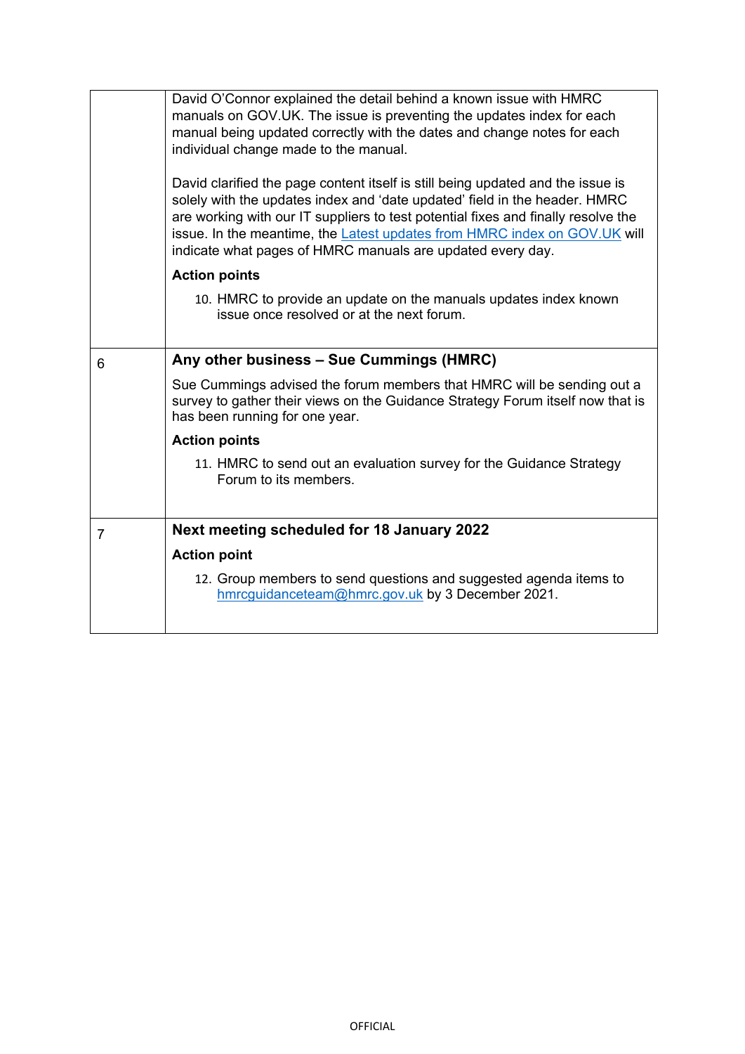| | |
|---|---|
| | David O'Connor explained the detail behind a known issue with HMRC manuals on GOV.UK. The issue is preventing the updates index for each manual being updated correctly with the dates and change notes for each individual change made to the manual.<br><br>David clarified the page content itself is still being updated and the issue is solely with the updates index and 'date updated' field in the header. HMRC are working with our IT suppliers to test potential fixes and finally resolve the issue. In the meantime, the Latest updates from HMRC index on GOV.UK will indicate what pages of HMRC manuals are updated every day.<br><br>**Action points**<br><br>10. HMRC to provide an update on the manuals updates index known issue once resolved or at the next forum. |
| 6 | **Any other business – Sue Cummings (HMRC)**<br><br>Sue Cummings advised the forum members that HMRC will be sending out a survey to gather their views on the Guidance Strategy Forum itself now that is has been running for one year.<br><br>**Action points**<br><br>11. HMRC to send out an evaluation survey for the Guidance Strategy Forum to its members. |
| 7 | **Next meeting scheduled for 18 January 2022**<br><br>**Action point**<br><br>12. Group members to send questions and suggested agenda items to hmrcguidanceteam@hmrc.gov.uk by 3 December 2021. |

OFFICIAL